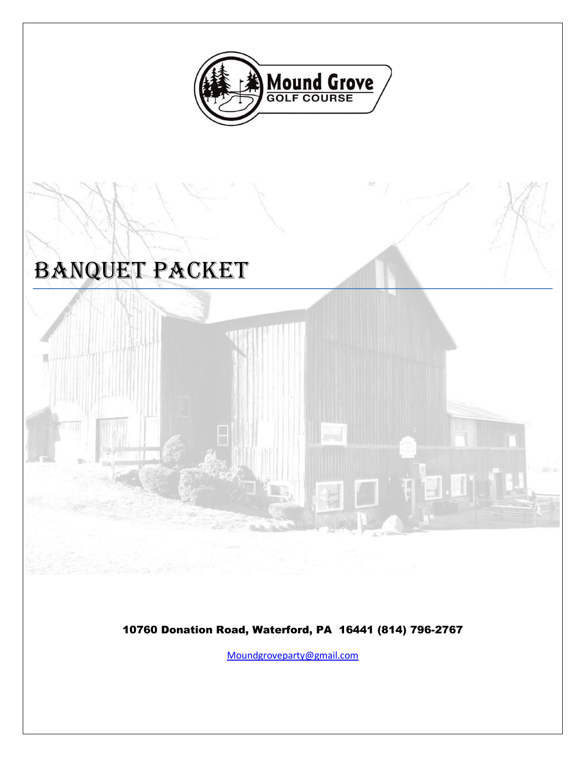Mound Grove
GOLF COURSE

# Banquet Packet

**10760 Donation Road, Waterford, PA 16441 (814) 796-2767**

Moundgroveparty@gmail.com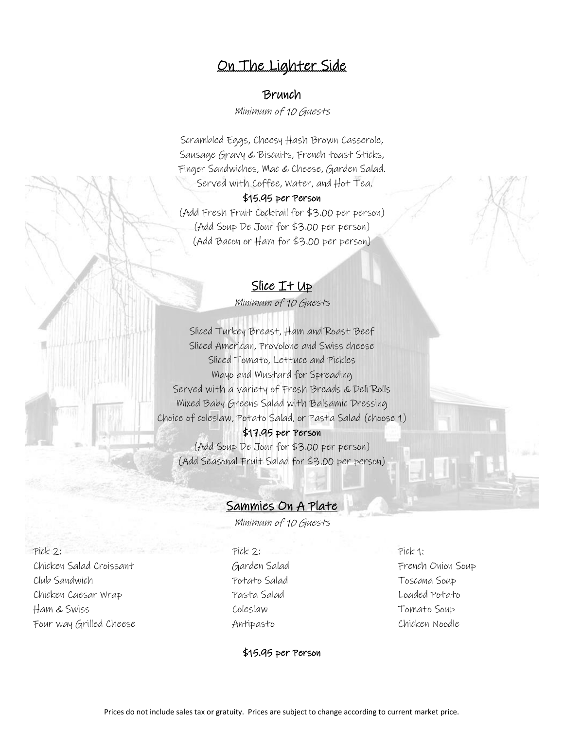# On The Lighter Side

## Brunch

*Minimum of 10 Guests*

Scrambled Eggs, Cheesy Hash Brown Casserole,
Sausage Gravy & Biscuits, French toast Sticks,
Finger Sandwiches, Mac & Cheese, Garden Salad.
Served with Coffee, Water, and Hot Tea.

**$15.95 per Person**

(Add Fresh Fruit Cocktail for $3.00 per person)
(Add Soup De Jour for $3.00 per person)
(Add Bacon or Ham for $3.00 per person)

## Slice It Up

*Minimum of 10 Guests*

Sliced Turkey Breast, Ham and Roast Beef
Sliced American, Provolone and Swiss cheese
Sliced Tomato, Lettuce and Pickles
Mayo and Mustard for Spreading
Served with a Variety of Fresh Breads & Deli Rolls
Mixed Baby Greens Salad with Balsamic Dressing
Choice of coleslaw, Potato Salad, or Pasta Salad (choose 1)

**$17.95 per Person**

(Add Soup De Jour for $3.00 per person)
(Add Seasonal Fruit Salad for $3.00 per person)

## Sammies On A Plate

*Minimum of 10 Guests*

Pick 2:
- Chicken Salad Croissant
- Club Sandwich
- Chicken Caesar Wrap
- Ham & Swiss
- Four way Grilled Cheese

Pick 2:
- Garden Salad
- Potato Salad
- Pasta Salad
- Coleslaw
- Antipasto

Pick 1:
- French Onion Soup
- Toscana Soup
- Loaded Potato
- Tomato Soup
- Chicken Noodle

**$15.95 per Person**

Prices do not include sales tax or gratuity. Prices are subject to change according to current market price.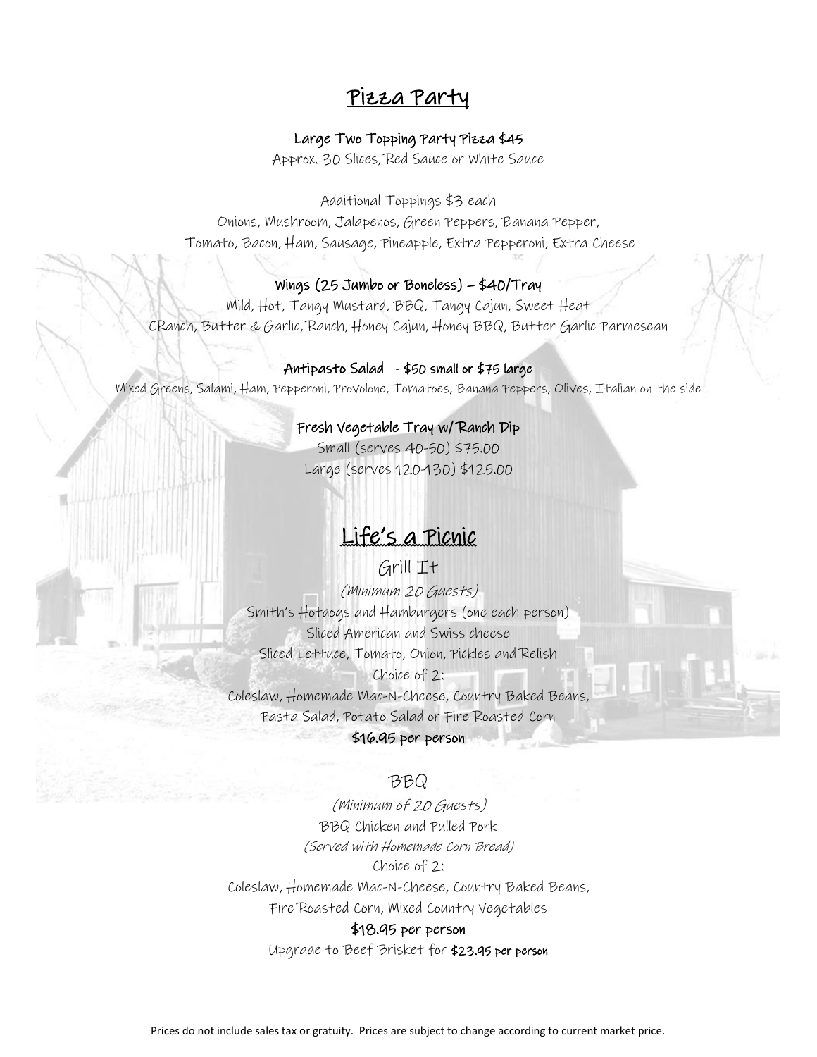## Pizza Party

**Large Two Topping Party Pizza $45**
Approx. 30 Slices, Red Sauce or White Sauce

Additional Toppings $3 each
Onions, Mushroom, Jalapenos, Green Peppers, Banana Pepper,
Tomato, Bacon, Ham, Sausage, Pineapple, Extra Pepperoni, Extra Cheese

**Wings (25 Jumbo or Boneless) – $40/Tray**
Mild, Hot, Tangy Mustard, BBQ, Tangy Cajun, Sweet Heat
CRanch, Butter & Garlic, Ranch, Honey Cajun, Honey BBQ, Butter Garlic Parmesean

**Antipasto Salad - $50 small or $75 large**
Mixed Greens, Salami, Ham, Pepperoni, Provolone, Tomatoes, Banana Peppers, Olives, Italian on the side

**Fresh Vegetable Tray w/ Ranch Dip**
Small (serves 40-50) $75.00
Large (serves 120-130) $125.00

## Life's a Picnic

### Grill It

*(Minimum 20 Guests)*
Smith's Hotdogs and Hamburgers (one each person)
Sliced American and Swiss cheese
Sliced Lettuce, Tomato, Onion, Pickles and Relish
Choice of 2:
Coleslaw, Homemade Mac-N-Cheese, Country Baked Beans,
Pasta Salad, Potato Salad or Fire Roasted Corn
**$16.95 per person**

### BBQ

*(Minimum of 20 Guests)*
BBQ Chicken and Pulled Pork
*(Served with Homemade Corn Bread)*
Choice of 2:
Coleslaw, Homemade Mac-N-Cheese, Country Baked Beans,
Fire Roasted Corn, Mixed Country Vegetables
**$18.95 per person**
Upgrade to Beef Brisket for **$23.95 per person**

Prices do not include sales tax or gratuity. Prices are subject to change according to current market price.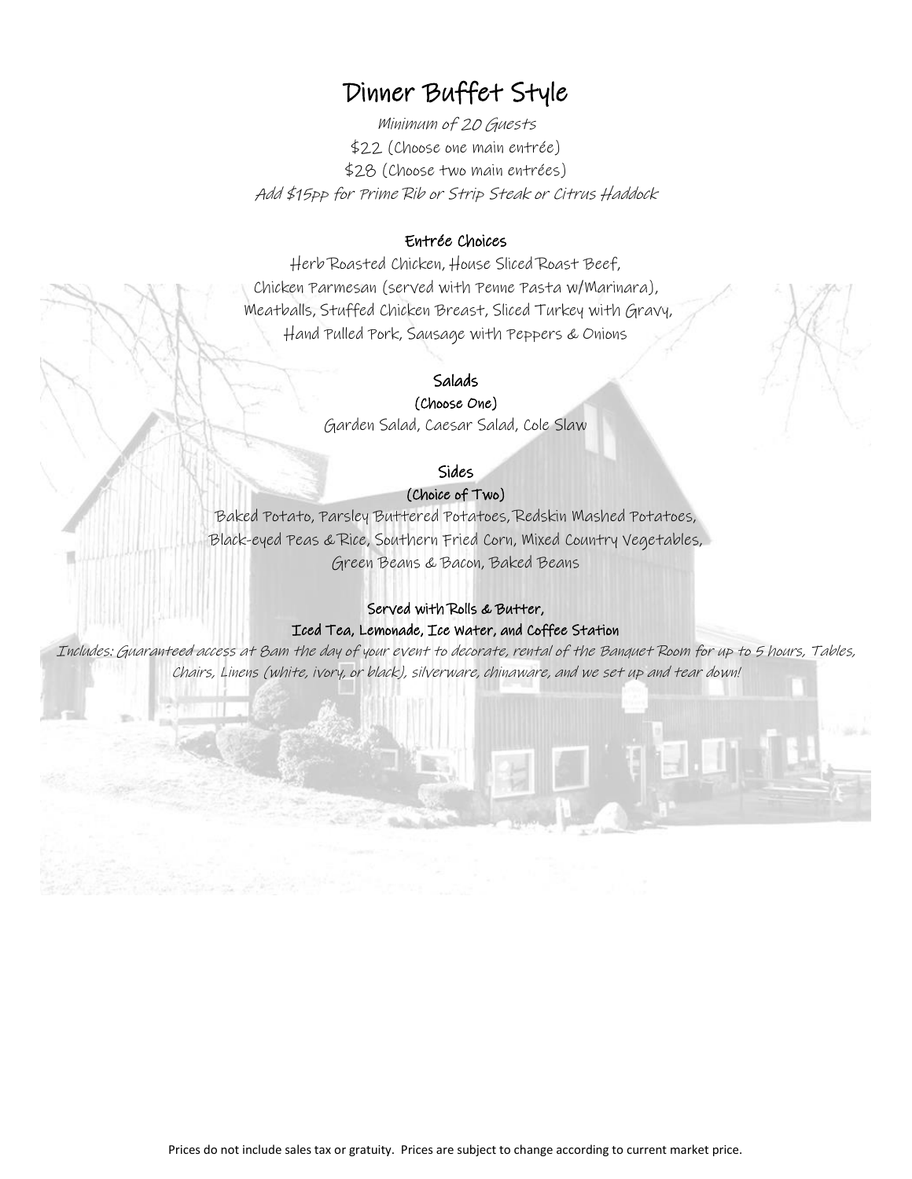# Dinner Buffet Style

*Minimum of 20 Guests*

$22 (Choose one main entrée)

$28 (Choose two main entrées)

*Add $15pp for Prime Rib or Strip Steak or Citrus Haddock*

### Entrée Choices

Herb Roasted Chicken, House Sliced Roast Beef,
Chicken Parmesan (served with Penne Pasta w/Marinara),
Meatballs, Stuffed Chicken Breast, Sliced Turkey with Gravy,
Hand Pulled Pork, Sausage with Peppers & Onions

### Salads

**(Choose One)**

Garden Salad, Caesar Salad, Cole Slaw

### Sides

**(Choice of Two)**

Baked Potato, Parsley Buttered Potatoes, Redskin Mashed Potatoes,
Black-eyed Peas & Rice, Southern Fried Corn, Mixed Country Vegetables,
Green Beans & Bacon, Baked Beans

**Served with Rolls & Butter,**
**Iced Tea, Lemonade, Ice Water, and Coffee Station**

*Includes: Guaranteed access at 8am the day of your event to decorate, rental of the Banquet Room for up to 5 hours, Tables, Chairs, Linens (white, ivory, or black), silverware, chinaware, and we set up and tear down!*

Prices do not include sales tax or gratuity. Prices are subject to change according to current market price.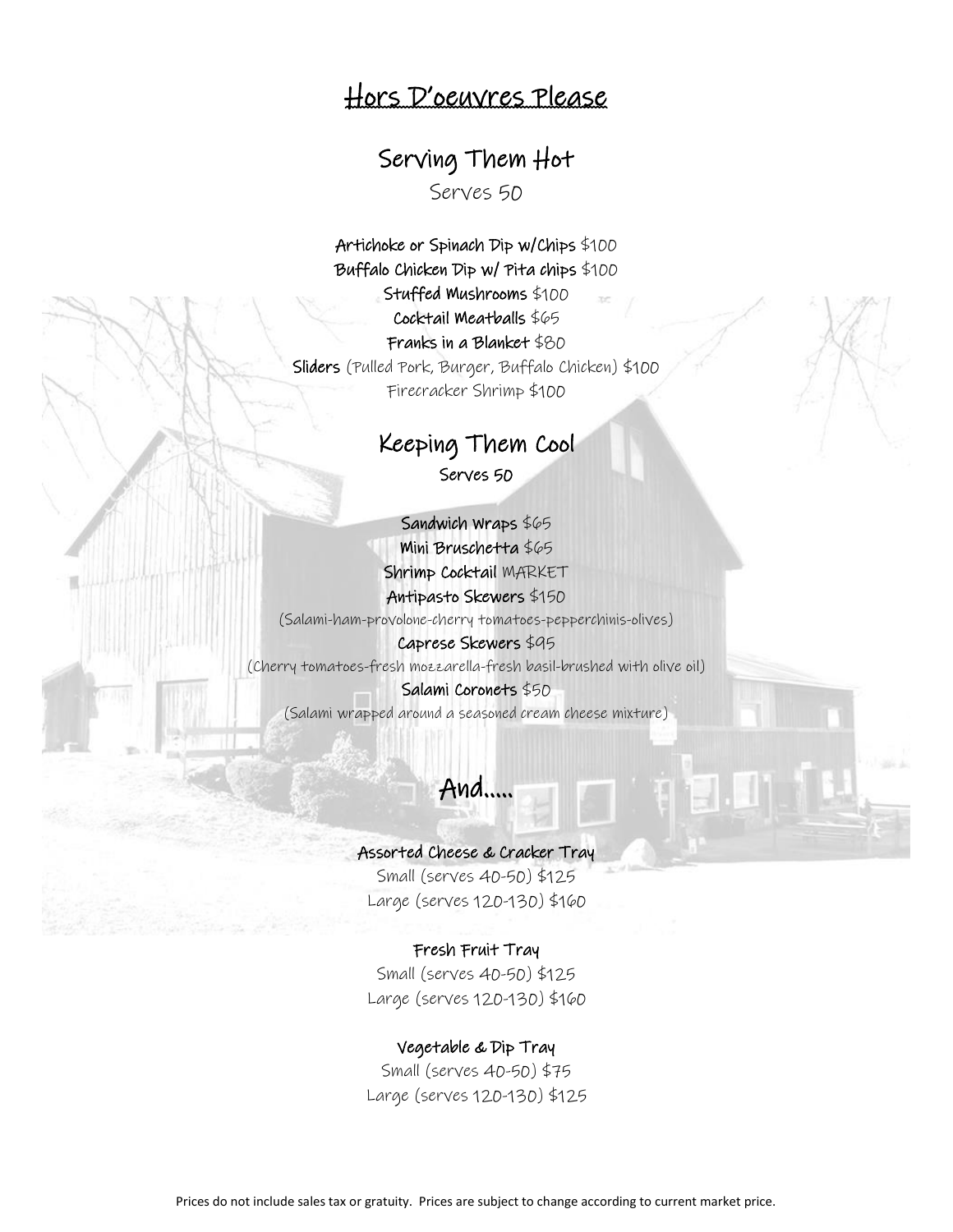# Hors D'oeuvres Please

## Serving Them Hot

Serves 50

**Artichoke or Spinach Dip w/Chips** $100

**Buffalo Chicken Dip w/ Pita chips** $100

**Stuffed Mushrooms** $100

**Cocktail Meatballs** $65

**Franks in a Blanket** $80

**Sliders** (Pulled Pork, Burger, Buffalo Chicken) $100

Firecracker Shrimp $100

## Keeping Them Cool

Serves 50

**Sandwich Wraps** $65

**Mini Bruschetta** $65

**Shrimp Cocktail** MARKET

**Antipasto Skewers** $150

(Salami-ham-provolone-cherry tomatoes-pepperchinis-olives)

**Caprese Skewers** $95

(Cherry tomatoes-fresh mozzarella-fresh basil-brushed with olive oil)

**Salami Coronets** $50

(Salami wrapped around a seasoned cream cheese mixture)

## And.....

**Assorted Cheese & Cracker Tray**

Small (serves 40-50) $125

Large (serves 120-130) $160

**Fresh Fruit Tray**

Small (serves 40-50) $125

Large (serves 120-130) $160

**Vegetable & Dip Tray**

Small (serves 40-50) $75

Large (serves 120-130) $125

Prices do not include sales tax or gratuity. Prices are subject to change according to current market price.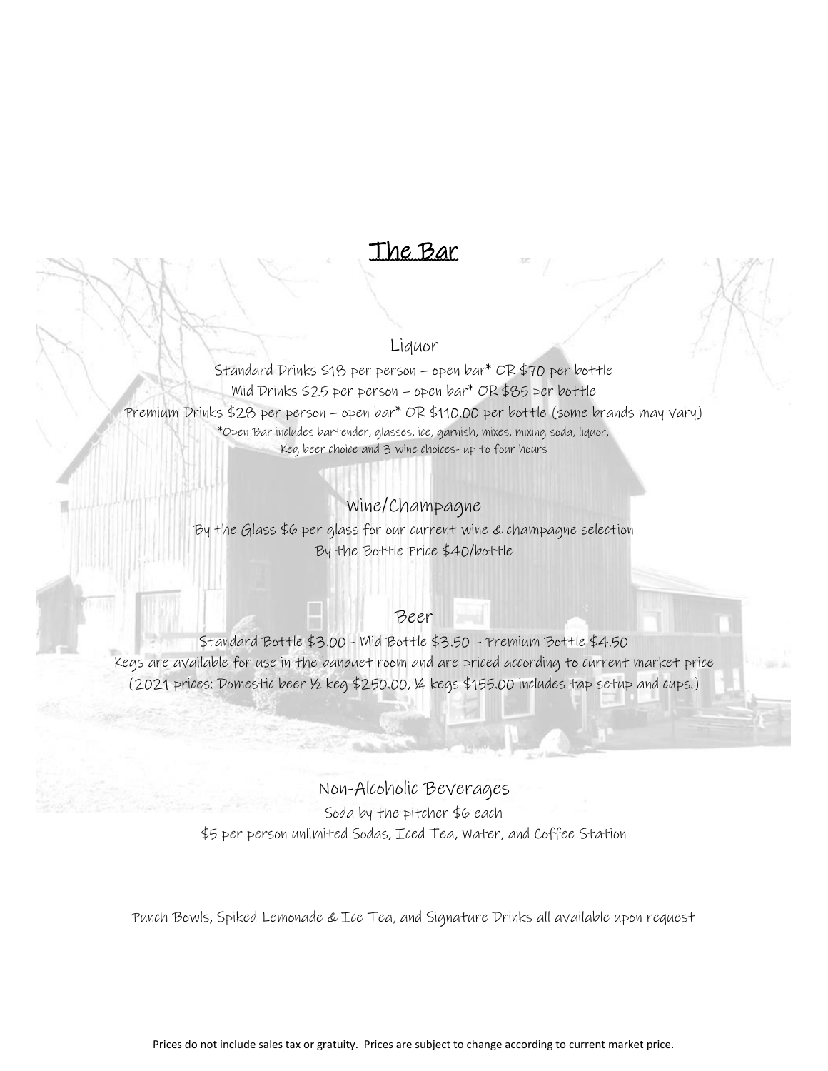# The Bar

## Liquor

Standard Drinks $18 per person – open bar* OR $70 per bottle
Mid Drinks $25 per person – open bar* OR $85 per bottle
Premium Drinks $28 per person – open bar* OR $110.00 per bottle (some brands may vary)
*Open Bar includes bartender, glasses, ice, garnish, mixes, mixing soda, liquor,
Keg beer choice and 3 wine choices- up to four hours

## Wine/Champagne

By the Glass $6 per glass for our current wine & champagne selection
By the Bottle Price $40/bottle

## Beer

Standard Bottle $3.00 - Mid Bottle $3.50 – Premium Bottle $4.50
Kegs are available for use in the banquet room and are priced according to current market price
(2021 prices: Domestic beer ½ keg $250.00, ¼ kegs $155.00 includes tap setup and cups.)

## Non-Alcoholic Beverages

Soda by the pitcher $6 each
$5 per person unlimited Sodas, Iced Tea, Water, and Coffee Station

Punch Bowls, Spiked Lemonade & Ice Tea, and Signature Drinks all available upon request

Prices do not include sales tax or gratuity. Prices are subject to change according to current market price.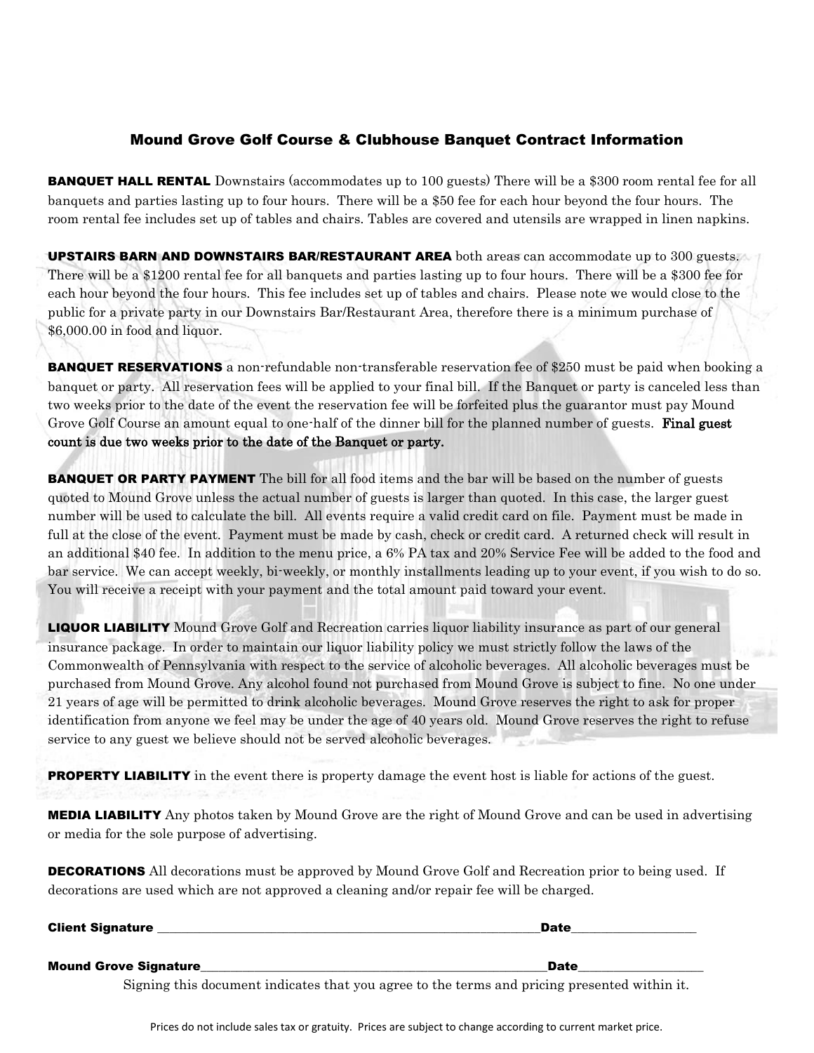## Mound Grove Golf Course & Clubhouse Banquet Contract Information

**BANQUET HALL RENTAL** Downstairs (accommodates up to 100 guests) There will be a $300 room rental fee for all banquets and parties lasting up to four hours. There will be a $50 fee for each hour beyond the four hours. The room rental fee includes set up of tables and chairs. Tables are covered and utensils are wrapped in linen napkins.

**UPSTAIRS BARN AND DOWNSTAIRS BAR/RESTAURANT AREA** both areas can accommodate up to 300 guests. There will be a $1200 rental fee for all banquets and parties lasting up to four hours. There will be a $300 fee for each hour beyond the four hours. This fee includes set up of tables and chairs. Please note we would close to the public for a private party in our Downstairs Bar/Restaurant Area, therefore there is a minimum purchase of $6,000.00 in food and liquor.

**BANQUET RESERVATIONS** a non-refundable non-transferable reservation fee of $250 must be paid when booking a banquet or party. All reservation fees will be applied to your final bill. If the Banquet or party is canceled less than two weeks prior to the date of the event the reservation fee will be forfeited plus the guarantor must pay Mound Grove Golf Course an amount equal to one-half of the dinner bill for the planned number of guests. **Final guest count is due two weeks prior to the date of the Banquet or party.**

**BANQUET OR PARTY PAYMENT** The bill for all food items and the bar will be based on the number of guests quoted to Mound Grove unless the actual number of guests is larger than quoted. In this case, the larger guest number will be used to calculate the bill. All events require a valid credit card on file. Payment must be made in full at the close of the event. Payment must be made by cash, check or credit card. A returned check will result in an additional $40 fee. In addition to the menu price, a 6% PA tax and 20% Service Fee will be added to the food and bar service. We can accept weekly, bi-weekly, or monthly installments leading up to your event, if you wish to do so. You will receive a receipt with your payment and the total amount paid toward your event.

**LIQUOR LIABILITY** Mound Grove Golf and Recreation carries liquor liability insurance as part of our general insurance package. In order to maintain our liquor liability policy we must strictly follow the laws of the Commonwealth of Pennsylvania with respect to the service of alcoholic beverages. All alcoholic beverages must be purchased from Mound Grove. Any alcohol found not purchased from Mound Grove is subject to fine. No one under 21 years of age will be permitted to drink alcoholic beverages. Mound Grove reserves the right to ask for proper identification from anyone we feel may be under the age of 40 years old. Mound Grove reserves the right to refuse service to any guest we believe should not be served alcoholic beverages.

**PROPERTY LIABILITY** in the event there is property damage the event host is liable for actions of the guest.

**MEDIA LIABILITY** Any photos taken by Mound Grove are the right of Mound Grove and can be used in advertising or media for the sole purpose of advertising.

**DECORATIONS** All decorations must be approved by Mound Grove Golf and Recreation prior to being used. If decorations are used which are not approved a cleaning and/or repair fee will be charged.

**Client Signature** ________________________________________________ **Date**________________

**Mound Grove Signature**______________________________________________ **Date**________________

Signing this document indicates that you agree to the terms and pricing presented within it.

Prices do not include sales tax or gratuity. Prices are subject to change according to current market price.